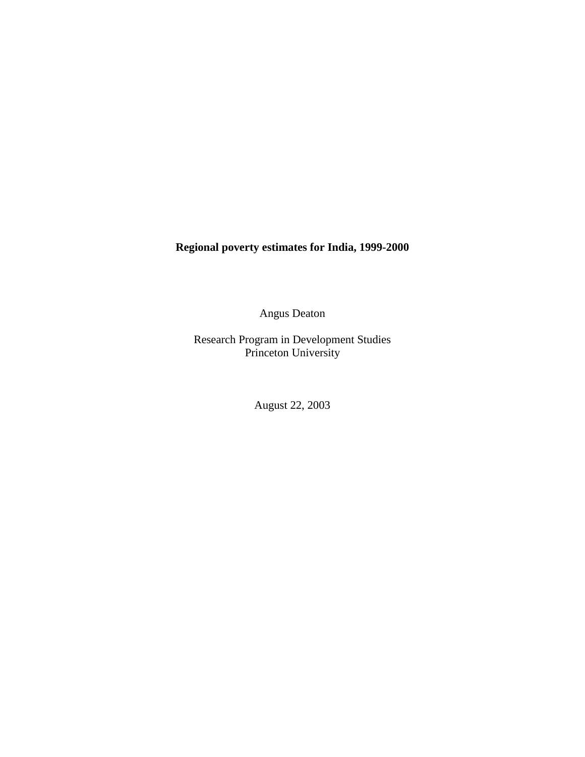# Regional poverty estimates for India, 1999-2000

Angus Deaton

Research Program in Development Studies
Princeton University

August 22, 2003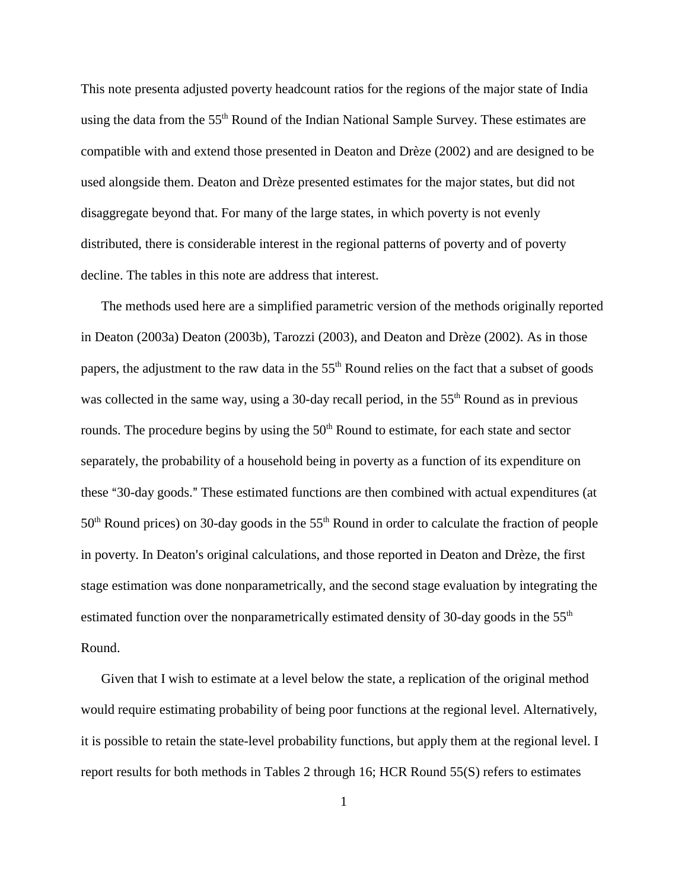This note presenta adjusted poverty headcount ratios for the regions of the major state of India using the data from the 55th Round of the Indian National Sample Survey. These estimates are compatible with and extend those presented in Deaton and Drèze (2002) and are designed to be used alongside them. Deaton and Drèze presented estimates for the major states, but did not disaggregate beyond that. For many of the large states, in which poverty is not evenly distributed, there is considerable interest in the regional patterns of poverty and of poverty decline. The tables in this note are address that interest.

The methods used here are a simplified parametric version of the methods originally reported in Deaton (2003a) Deaton (2003b), Tarozzi (2003), and Deaton and Drèze (2002). As in those papers, the adjustment to the raw data in the 55th Round relies on the fact that a subset of goods was collected in the same way, using a 30-day recall period, in the 55th Round as in previous rounds. The procedure begins by using the 50th Round to estimate, for each state and sector separately, the probability of a household being in poverty as a function of its expenditure on these "30-day goods." These estimated functions are then combined with actual expenditures (at 50th Round prices) on 30-day goods in the 55th Round in order to calculate the fraction of people in poverty. In Deaton's original calculations, and those reported in Deaton and Drèze, the first stage estimation was done nonparametrically, and the second stage evaluation by integrating the estimated function over the nonparametrically estimated density of 30-day goods in the 55th Round.

Given that I wish to estimate at a level below the state, a replication of the original method would require estimating probability of being poor functions at the regional level. Alternatively, it is possible to retain the state-level probability functions, but apply them at the regional level. I report results for both methods in Tables 2 through 16; HCR Round 55(S) refers to estimates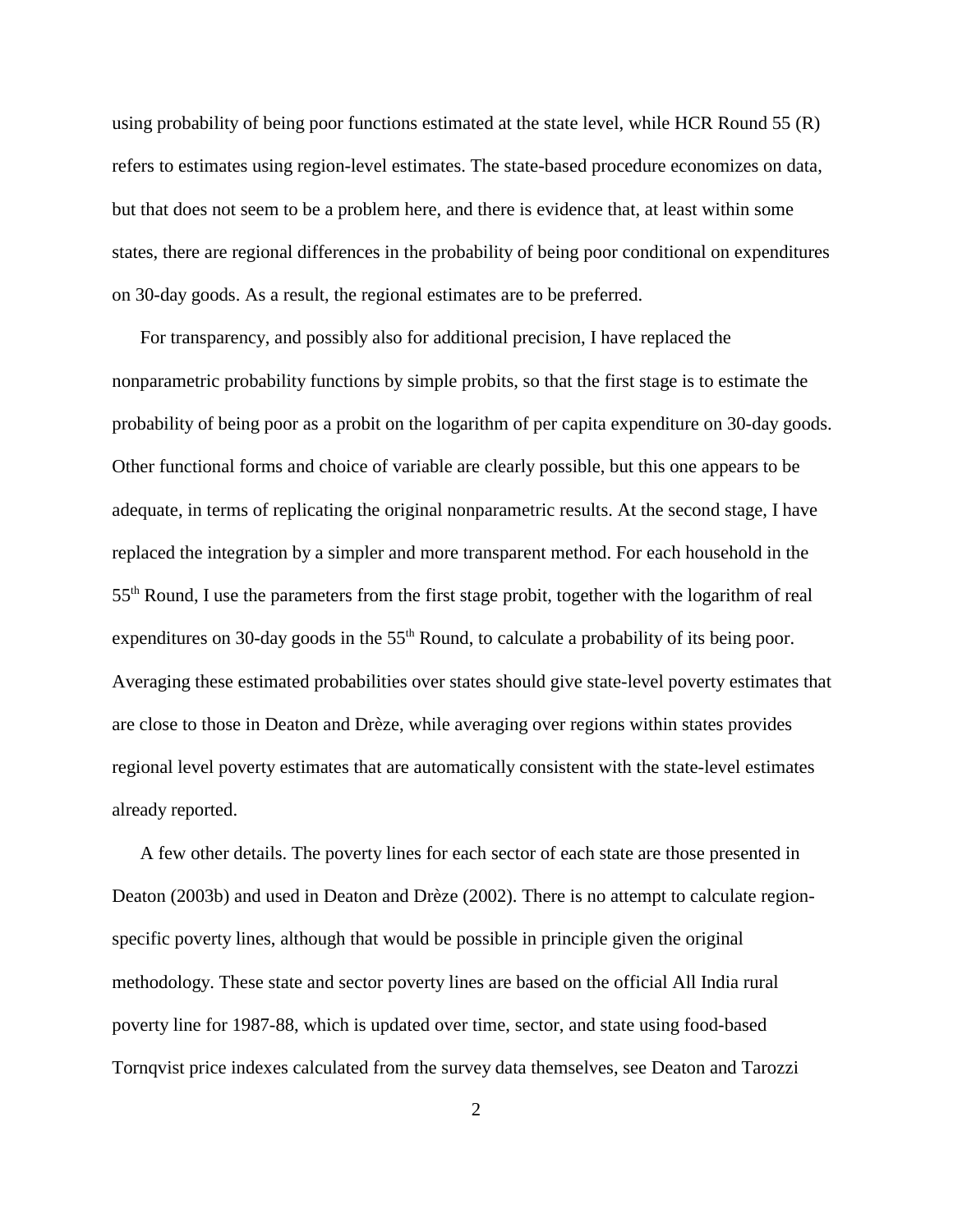using probability of being poor functions estimated at the state level, while HCR Round 55 (R) refers to estimates using region-level estimates. The state-based procedure economizes on data, but that does not seem to be a problem here, and there is evidence that, at least within some states, there are regional differences in the probability of being poor conditional on expenditures on 30-day goods. As a result, the regional estimates are to be preferred.

For transparency, and possibly also for additional precision, I have replaced the nonparametric probability functions by simple probits, so that the first stage is to estimate the probability of being poor as a probit on the logarithm of per capita expenditure on 30-day goods. Other functional forms and choice of variable are clearly possible, but this one appears to be adequate, in terms of replicating the original nonparametric results. At the second stage, I have replaced the integration by a simpler and more transparent method. For each household in the 55th Round, I use the parameters from the first stage probit, together with the logarithm of real expenditures on 30-day goods in the 55th Round, to calculate a probability of its being poor. Averaging these estimated probabilities over states should give state-level poverty estimates that are close to those in Deaton and Drèze, while averaging over regions within states provides regional level poverty estimates that are automatically consistent with the state-level estimates already reported.

A few other details. The poverty lines for each sector of each state are those presented in Deaton (2003b) and used in Deaton and Drèze (2002). There is no attempt to calculate region-specific poverty lines, although that would be possible in principle given the original methodology. These state and sector poverty lines are based on the official All India rural poverty line for 1987-88, which is updated over time, sector, and state using food-based Tornqvist price indexes calculated from the survey data themselves, see Deaton and Tarozzi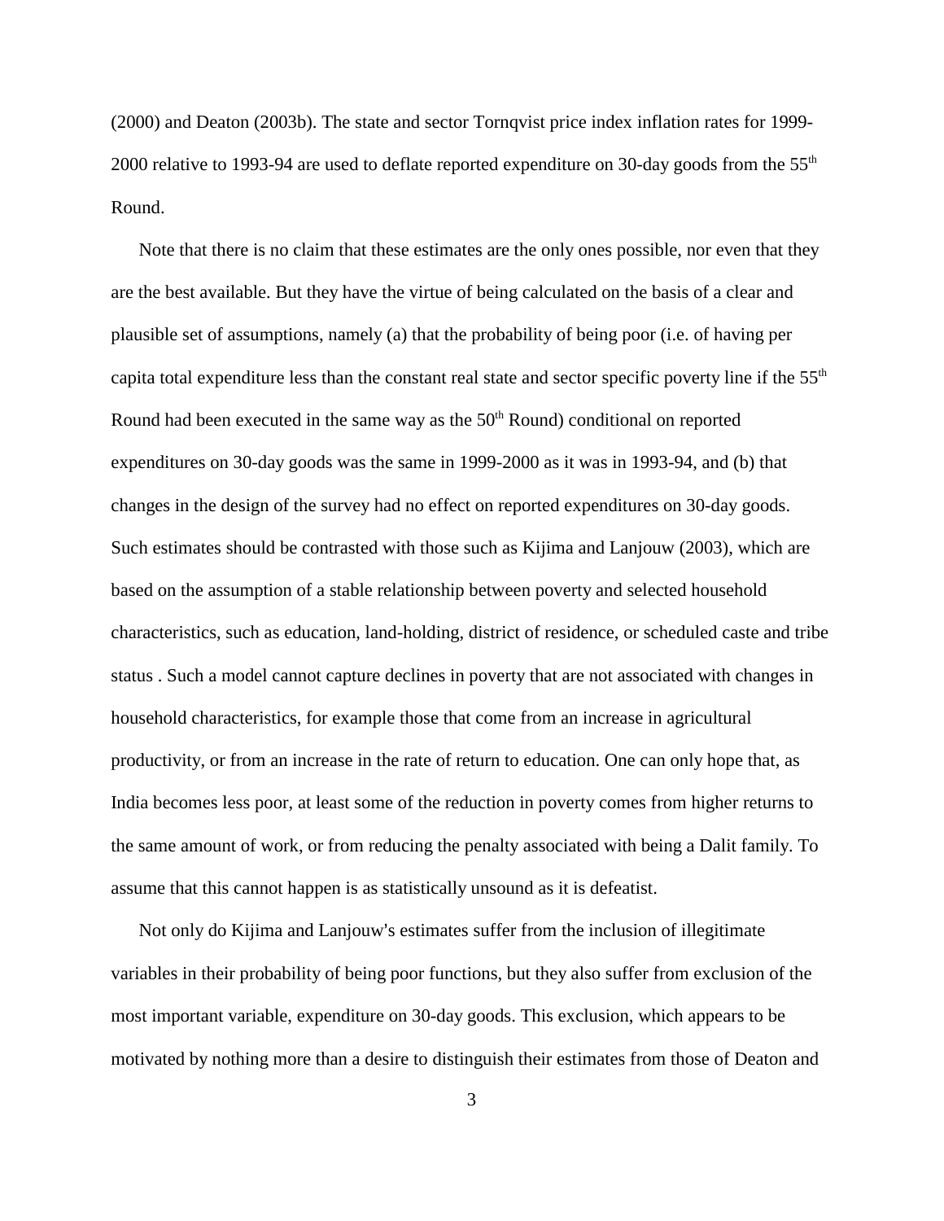(2000) and Deaton (2003b). The state and sector Tornqvist price index inflation rates for 1999-2000 relative to 1993-94 are used to deflate reported expenditure on 30-day goods from the 55th Round.

Note that there is no claim that these estimates are the only ones possible, nor even that they are the best available. But they have the virtue of being calculated on the basis of a clear and plausible set of assumptions, namely (a) that the probability of being poor (i.e. of having per capita total expenditure less than the constant real state and sector specific poverty line if the 55th Round had been executed in the same way as the 50th Round) conditional on reported expenditures on 30-day goods was the same in 1999-2000 as it was in 1993-94, and (b) that changes in the design of the survey had no effect on reported expenditures on 30-day goods. Such estimates should be contrasted with those such as Kijima and Lanjouw (2003), which are based on the assumption of a stable relationship between poverty and selected household characteristics, such as education, land-holding, district of residence, or scheduled caste and tribe status . Such a model cannot capture declines in poverty that are not associated with changes in household characteristics, for example those that come from an increase in agricultural productivity, or from an increase in the rate of return to education. One can only hope that, as India becomes less poor, at least some of the reduction in poverty comes from higher returns to the same amount of work, or from reducing the penalty associated with being a Dalit family. To assume that this cannot happen is as statistically unsound as it is defeatist.

Not only do Kijima and Lanjouw's estimates suffer from the inclusion of illegitimate variables in their probability of being poor functions, but they also suffer from exclusion of the most important variable, expenditure on 30-day goods. This exclusion, which appears to be motivated by nothing more than a desire to distinguish their estimates from those of Deaton and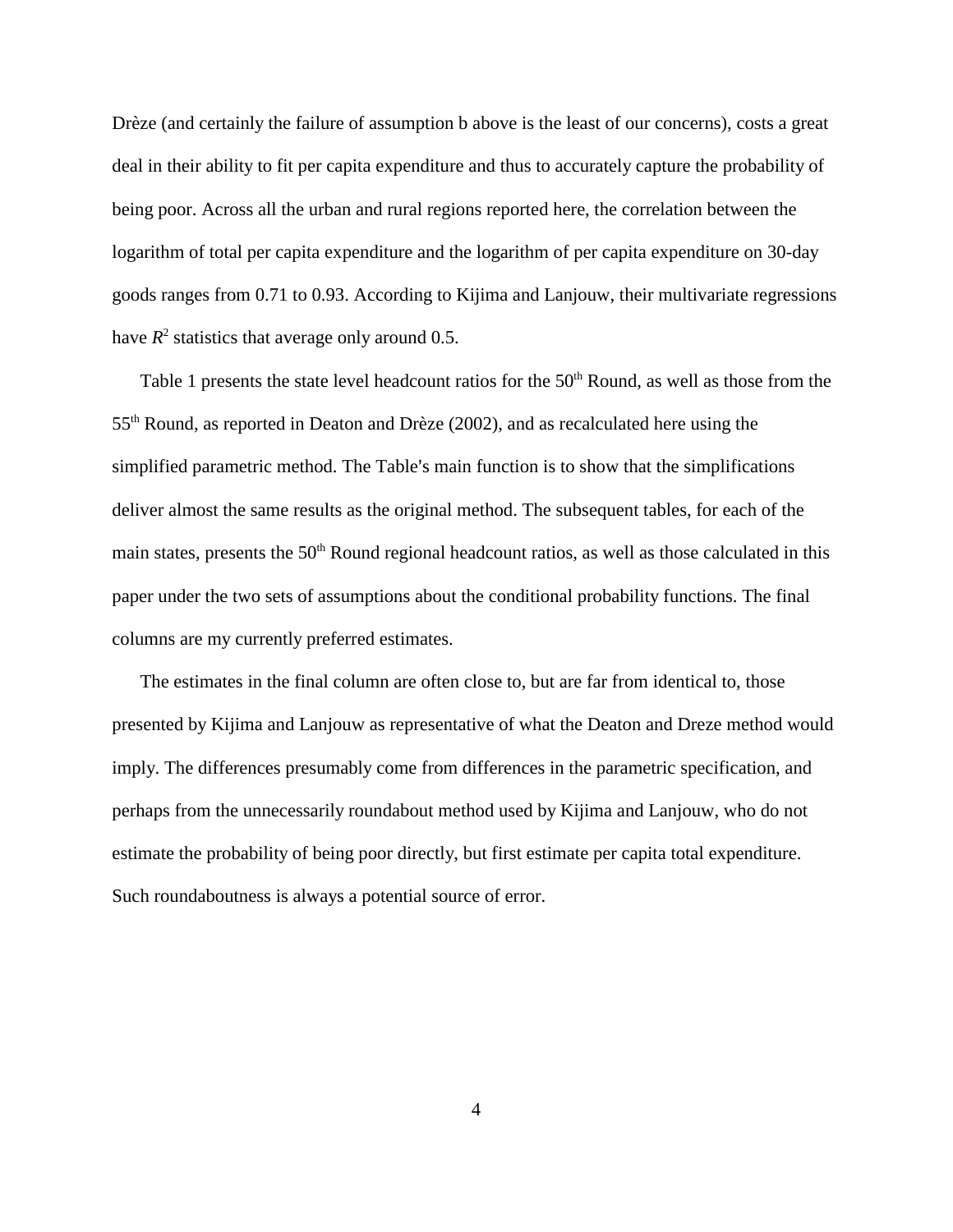Drèze (and certainly the failure of assumption b above is the least of our concerns), costs a great deal in their ability to fit per capita expenditure and thus to accurately capture the probability of being poor. Across all the urban and rural regions reported here, the correlation between the logarithm of total per capita expenditure and the logarithm of per capita expenditure on 30-day goods ranges from 0.71 to 0.93. According to Kijima and Lanjouw, their multivariate regressions have $R^2$ statistics that average only around 0.5.

Table 1 presents the state level headcount ratios for the 50th Round, as well as those from the 55th Round, as reported in Deaton and Drèze (2002), and as recalculated here using the simplified parametric method. The Table's main function is to show that the simplifications deliver almost the same results as the original method. The subsequent tables, for each of the main states, presents the 50th Round regional headcount ratios, as well as those calculated in this paper under the two sets of assumptions about the conditional probability functions. The final columns are my currently preferred estimates.

The estimates in the final column are often close to, but are far from identical to, those presented by Kijima and Lanjouw as representative of what the Deaton and Dreze method would imply. The differences presumably come from differences in the parametric specification, and perhaps from the unnecessarily roundabout method used by Kijima and Lanjouw, who do not estimate the probability of being poor directly, but first estimate per capita total expenditure. Such roundaboutness is always a potential source of error.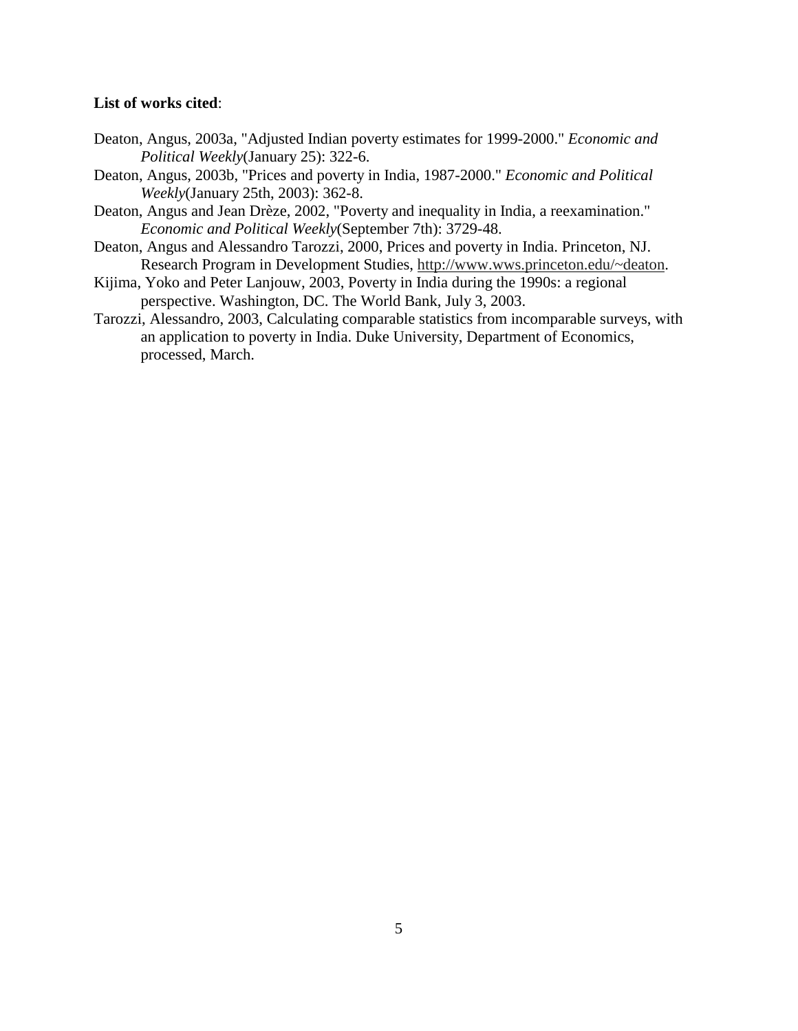**List of works cited**:

Deaton, Angus, 2003a, "Adjusted Indian poverty estimates for 1999-2000." *Economic and Political Weekly*(January 25): 322-6.

Deaton, Angus, 2003b, "Prices and poverty in India, 1987-2000." *Economic and Political Weekly*(January 25th, 2003): 362-8.

Deaton, Angus and Jean Drèze, 2002, "Poverty and inequality in India, a reexamination." *Economic and Political Weekly*(September 7th): 3729-48.

Deaton, Angus and Alessandro Tarozzi, 2000, Prices and poverty in India. Princeton, NJ. Research Program in Development Studies, http://www.wws.princeton.edu/~deaton.

Kijima, Yoko and Peter Lanjouw, 2003, Poverty in India during the 1990s: a regional perspective. Washington, DC. The World Bank, July 3, 2003.

Tarozzi, Alessandro, 2003, Calculating comparable statistics from incomparable surveys, with an application to poverty in India. Duke University, Department of Economics, processed, March.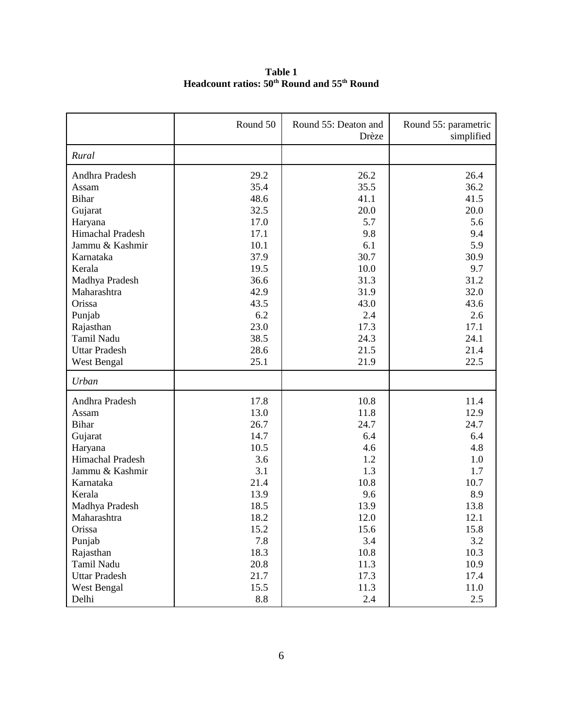**Table 1**
**Headcount ratios: 50[th] Round and 55[th] Round**

| | Round 50 | Round 55: Deaton and Drèze | Round 55: parametric simplified |
|---|---|---|---|
| *Rural* | | | |
| Andhra Pradesh | 29.2 | 26.2 | 26.4 |
| Assam | 35.4 | 35.5 | 36.2 |
| Bihar | 48.6 | 41.1 | 41.5 |
| Gujarat | 32.5 | 20.0 | 20.0 |
| Haryana | 17.0 | 5.7 | 5.6 |
| Himachal Pradesh | 17.1 | 9.8 | 9.4 |
| Jammu & Kashmir | 10.1 | 6.1 | 5.9 |
| Karnataka | 37.9 | 30.7 | 30.9 |
| Kerala | 19.5 | 10.0 | 9.7 |
| Madhya Pradesh | 36.6 | 31.3 | 31.2 |
| Maharashtra | 42.9 | 31.9 | 32.0 |
| Orissa | 43.5 | 43.0 | 43.6 |
| Punjab | 6.2 | 2.4 | 2.6 |
| Rajasthan | 23.0 | 17.3 | 17.1 |
| Tamil Nadu | 38.5 | 24.3 | 24.1 |
| Uttar Pradesh | 28.6 | 21.5 | 21.4 |
| West Bengal | 25.1 | 21.9 | 22.5 |
| *Urban* | | | |
| Andhra Pradesh | 17.8 | 10.8 | 11.4 |
| Assam | 13.0 | 11.8 | 12.9 |
| Bihar | 26.7 | 24.7 | 24.7 |
| Gujarat | 14.7 | 6.4 | 6.4 |
| Haryana | 10.5 | 4.6 | 4.8 |
| Himachal Pradesh | 3.6 | 1.2 | 1.0 |
| Jammu & Kashmir | 3.1 | 1.3 | 1.7 |
| Karnataka | 21.4 | 10.8 | 10.7 |
| Kerala | 13.9 | 9.6 | 8.9 |
| Madhya Pradesh | 18.5 | 13.9 | 13.8 |
| Maharashtra | 18.2 | 12.0 | 12.1 |
| Orissa | 15.2 | 15.6 | 15.8 |
| Punjab | 7.8 | 3.4 | 3.2 |
| Rajasthan | 18.3 | 10.8 | 10.3 |
| Tamil Nadu | 20.8 | 11.3 | 10.9 |
| Uttar Pradesh | 21.7 | 17.3 | 17.4 |
| West Bengal | 15.5 | 11.3 | 11.0 |
| Delhi | 8.8 | 2.4 | 2.5 |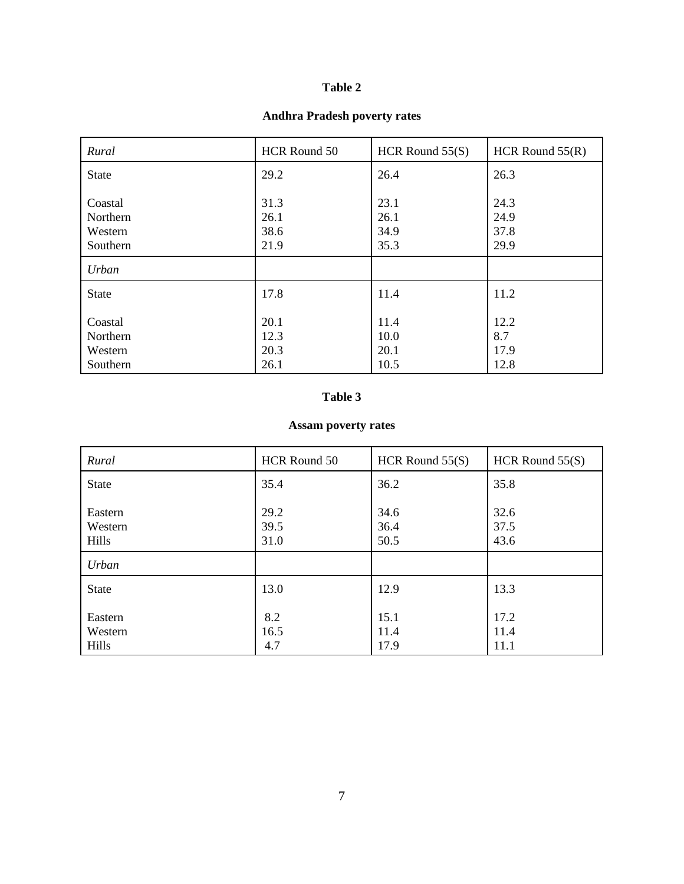**Table 2**

**Andhra Pradesh poverty rates**

| *Rural* | HCR Round 50 | HCR Round 55(S) | HCR Round 55(R) |
|---|---|---|---|
| State | 29.2 | 26.4 | 26.3 |
| Coastal | 31.3 | 23.1 | 24.3 |
| Northern | 26.1 | 26.1 | 24.9 |
| Western | 38.6 | 34.9 | 37.8 |
| Southern | 21.9 | 35.3 | 29.9 |
| *Urban* | | | |
| State | 17.8 | 11.4 | 11.2 |
| Coastal | 20.1 | 11.4 | 12.2 |
| Northern | 12.3 | 10.0 | 8.7 |
| Western | 20.3 | 20.1 | 17.9 |
| Southern | 26.1 | 10.5 | 12.8 |

**Table 3**

**Assam poverty rates**

| *Rural* | HCR Round 50 | HCR Round 55(S) | HCR Round 55(S) |
|---|---|---|---|
| State | 35.4 | 36.2 | 35.8 |
| Eastern | 29.2 | 34.6 | 32.6 |
| Western | 39.5 | 36.4 | 37.5 |
| Hills | 31.0 | 50.5 | 43.6 |
| *Urban* | | | |
| State | 13.0 | 12.9 | 13.3 |
| Eastern | 8.2 | 15.1 | 17.2 |
| Western | 16.5 | 11.4 | 11.4 |
| Hills | 4.7 | 17.9 | 11.1 |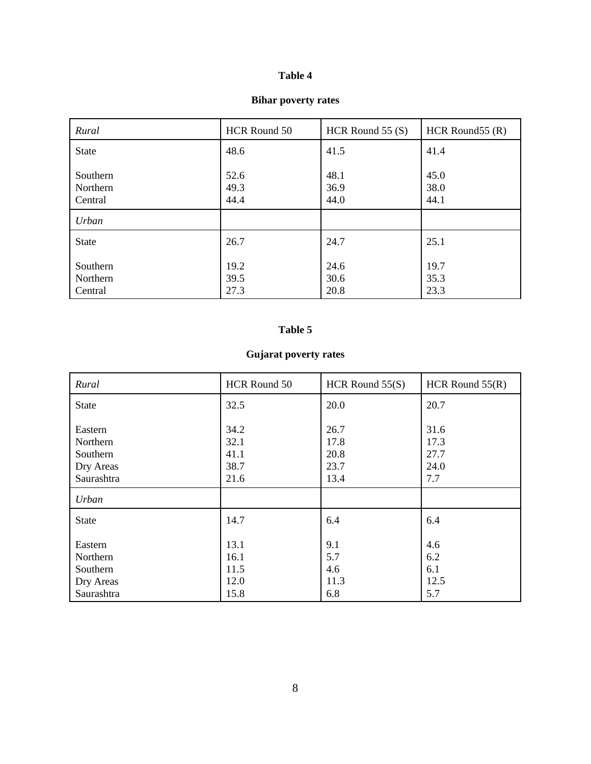**Table 4**

**Bihar poverty rates**

| *Rural* | HCR Round 50 | HCR Round 55 (S) | HCR Round55 (R) |
|---|---|---|---|
| State | 48.6 | 41.5 | 41.4 |
| Southern | 52.6 | 48.1 | 45.0 |
| Northern | 49.3 | 36.9 | 38.0 |
| Central | 44.4 | 44.0 | 44.1 |
| *Urban* | | | |
| State | 26.7 | 24.7 | 25.1 |
| Southern | 19.2 | 24.6 | 19.7 |
| Northern | 39.5 | 30.6 | 35.3 |
| Central | 27.3 | 20.8 | 23.3 |

**Table 5**

**Gujarat poverty rates**

| *Rural* | HCR Round 50 | HCR Round 55(S) | HCR Round 55(R) |
|---|---|---|---|
| State | 32.5 | 20.0 | 20.7 |
| Eastern | 34.2 | 26.7 | 31.6 |
| Northern | 32.1 | 17.8 | 17.3 |
| Southern | 41.1 | 20.8 | 27.7 |
| Dry Areas | 38.7 | 23.7 | 24.0 |
| Saurashtra | 21.6 | 13.4 | 7.7 |
| *Urban* | | | |
| State | 14.7 | 6.4 | 6.4 |
| Eastern | 13.1 | 9.1 | 4.6 |
| Northern | 16.1 | 5.7 | 6.2 |
| Southern | 11.5 | 4.6 | 6.1 |
| Dry Areas | 12.0 | 11.3 | 12.5 |
| Saurashtra | 15.8 | 6.8 | 5.7 |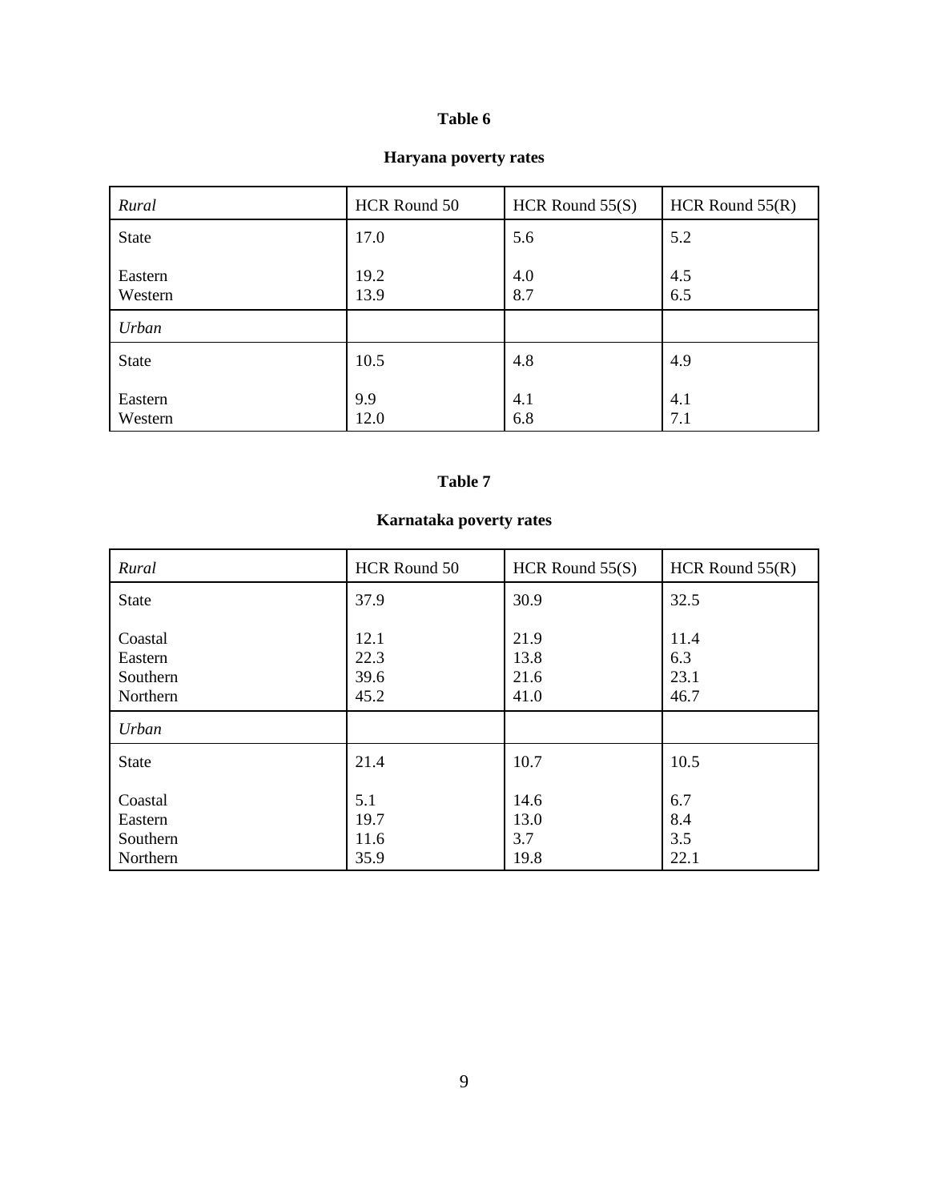**Table 6**

**Haryana poverty rates**

| *Rural* | HCR Round 50 | HCR Round 55(S) | HCR Round 55(R) |
|---|---|---|---|
| State | 17.0 | 5.6 | 5.2 |
| Eastern | 19.2 | 4.0 | 4.5 |
| Western | 13.9 | 8.7 | 6.5 |
| *Urban* | | | |
| State | 10.5 | 4.8 | 4.9 |
| Eastern | 9.9 | 4.1 | 4.1 |
| Western | 12.0 | 6.8 | 7.1 |

**Table 7**

**Karnataka poverty rates**

| *Rural* | HCR Round 50 | HCR Round 55(S) | HCR Round 55(R) |
|---|---|---|---|
| State | 37.9 | 30.9 | 32.5 |
| Coastal | 12.1 | 21.9 | 11.4 |
| Eastern | 22.3 | 13.8 | 6.3 |
| Southern | 39.6 | 21.6 | 23.1 |
| Northern | 45.2 | 41.0 | 46.7 |
| *Urban* | | | |
| State | 21.4 | 10.7 | 10.5 |
| Coastal | 5.1 | 14.6 | 6.7 |
| Eastern | 19.7 | 13.0 | 8.4 |
| Southern | 11.6 | 3.7 | 3.5 |
| Northern | 35.9 | 19.8 | 22.1 |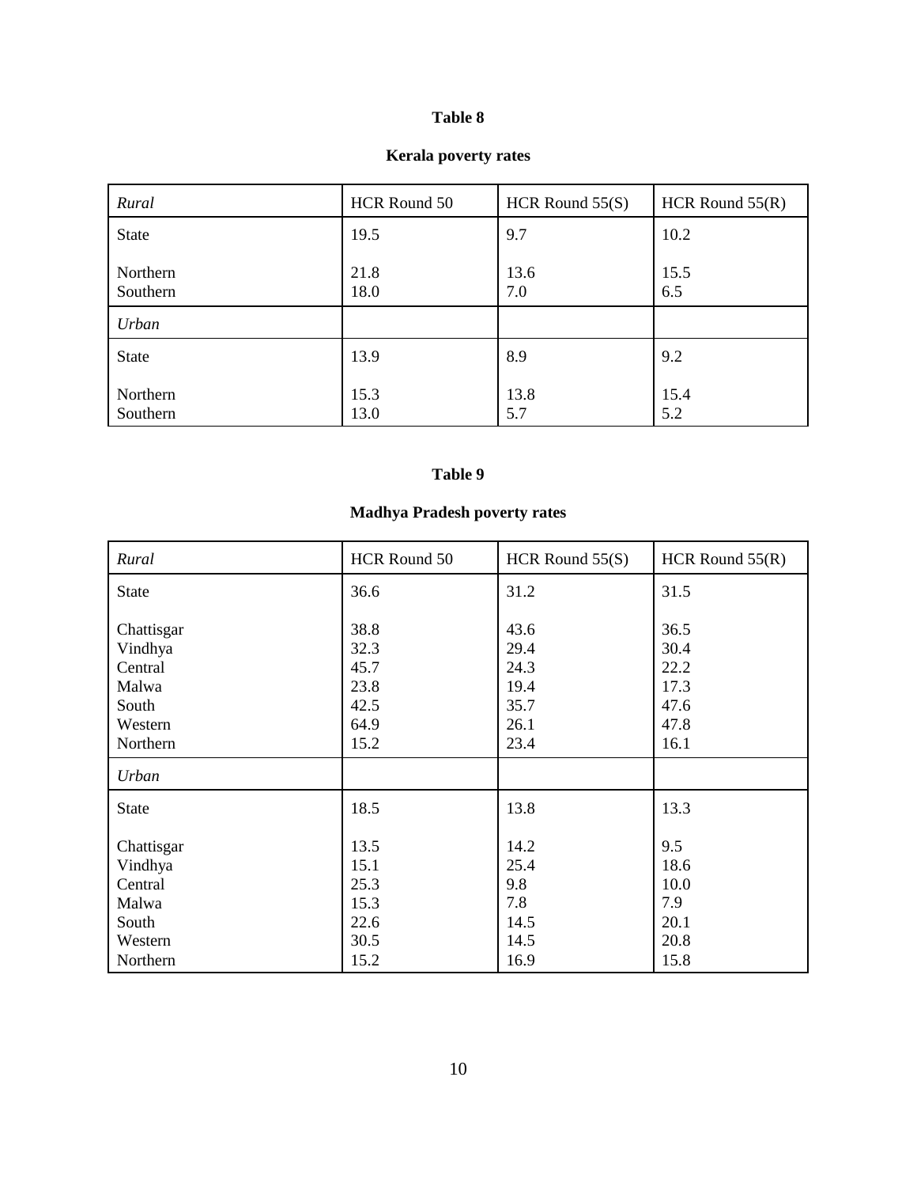**Table 8**

**Kerala poverty rates**

| *Rural* | HCR Round 50 | HCR Round 55(S) | HCR Round 55(R) |
|---|---|---|---|
| State | 19.5 | 9.7 | 10.2 |
| Northern | 21.8 | 13.6 | 15.5 |
| Southern | 18.0 | 7.0 | 6.5 |
| *Urban* | | | |
| State | 13.9 | 8.9 | 9.2 |
| Northern | 15.3 | 13.8 | 15.4 |
| Southern | 13.0 | 5.7 | 5.2 |

**Table 9**

**Madhya Pradesh poverty rates**

| *Rural* | HCR Round 50 | HCR Round 55(S) | HCR Round 55(R) |
|---|---|---|---|
| State | 36.6 | 31.2 | 31.5 |
| Chattisgar | 38.8 | 43.6 | 36.5 |
| Vindhya | 32.3 | 29.4 | 30.4 |
| Central | 45.7 | 24.3 | 22.2 |
| Malwa | 23.8 | 19.4 | 17.3 |
| South | 42.5 | 35.7 | 47.6 |
| Western | 64.9 | 26.1 | 47.8 |
| Northern | 15.2 | 23.4 | 16.1 |
| *Urban* | | | |
| State | 18.5 | 13.8 | 13.3 |
| Chattisgar | 13.5 | 14.2 | 9.5 |
| Vindhya | 15.1 | 25.4 | 18.6 |
| Central | 25.3 | 9.8 | 10.0 |
| Malwa | 15.3 | 7.8 | 7.9 |
| South | 22.6 | 14.5 | 20.1 |
| Western | 30.5 | 14.5 | 20.8 |
| Northern | 15.2 | 16.9 | 15.8 |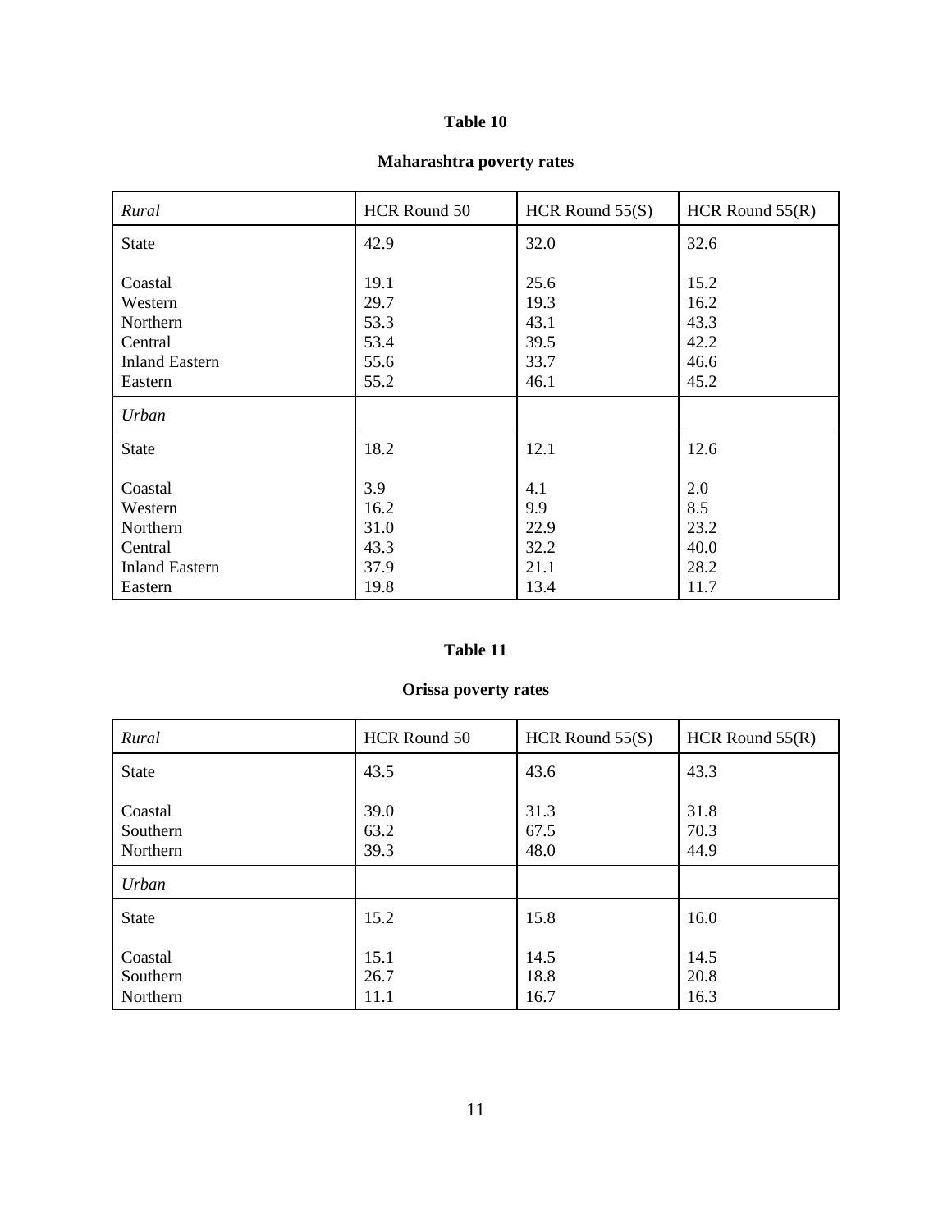**Table 10**

**Maharashtra poverty rates**

| *Rural* | HCR Round 50 | HCR Round 55(S) | HCR Round 55(R) |
|---|---|---|---|
| State | 42.9 | 32.0 | 32.6 |
| Coastal | 19.1 | 25.6 | 15.2 |
| Western | 29.7 | 19.3 | 16.2 |
| Northern | 53.3 | 43.1 | 43.3 |
| Central | 53.4 | 39.5 | 42.2 |
| Inland Eastern | 55.6 | 33.7 | 46.6 |
| Eastern | 55.2 | 46.1 | 45.2 |
| *Urban* | | | |
| State | 18.2 | 12.1 | 12.6 |
| Coastal | 3.9 | 4.1 | 2.0 |
| Western | 16.2 | 9.9 | 8.5 |
| Northern | 31.0 | 22.9 | 23.2 |
| Central | 43.3 | 32.2 | 40.0 |
| Inland Eastern | 37.9 | 21.1 | 28.2 |
| Eastern | 19.8 | 13.4 | 11.7 |

**Table 11**

**Orissa poverty rates**

| *Rural* | HCR Round 50 | HCR Round 55(S) | HCR Round 55(R) |
|---|---|---|---|
| State | 43.5 | 43.6 | 43.3 |
| Coastal | 39.0 | 31.3 | 31.8 |
| Southern | 63.2 | 67.5 | 70.3 |
| Northern | 39.3 | 48.0 | 44.9 |
| *Urban* | | | |
| State | 15.2 | 15.8 | 16.0 |
| Coastal | 15.1 | 14.5 | 14.5 |
| Southern | 26.7 | 18.8 | 20.8 |
| Northern | 11.1 | 16.7 | 16.3 |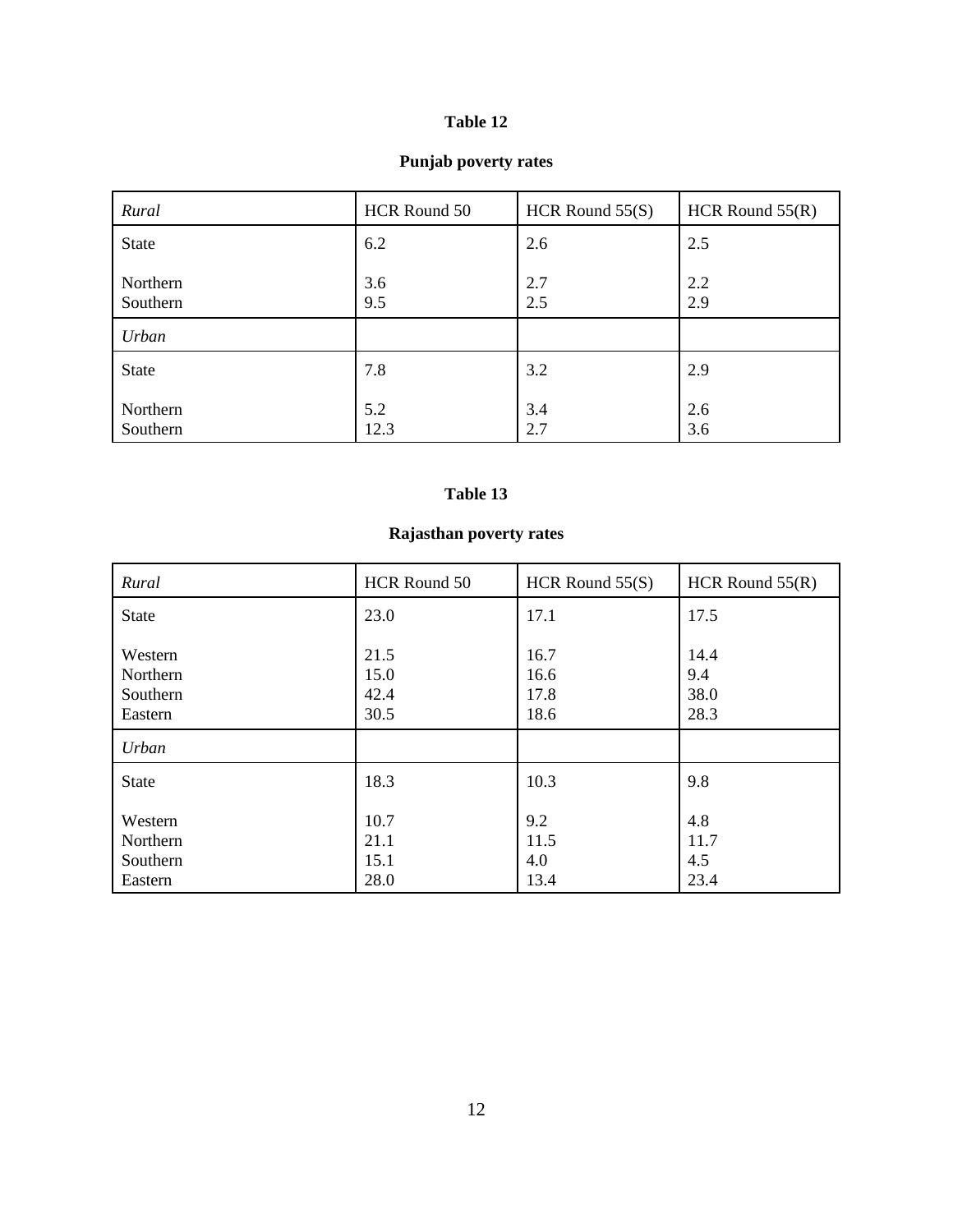**Table 12**

**Punjab poverty rates**

| *Rural* | HCR Round 50 | HCR Round 55(S) | HCR Round 55(R) |
|---|---|---|---|
| State | 6.2 | 2.6 | 2.5 |
| Northern | 3.6 | 2.7 | 2.2 |
| Southern | 9.5 | 2.5 | 2.9 |
| *Urban* | | | |
| State | 7.8 | 3.2 | 2.9 |
| Northern | 5.2 | 3.4 | 2.6 |
| Southern | 12.3 | 2.7 | 3.6 |

**Table 13**

**Rajasthan poverty rates**

| *Rural* | HCR Round 50 | HCR Round 55(S) | HCR Round 55(R) |
|---|---|---|---|
| State | 23.0 | 17.1 | 17.5 |
| Western | 21.5 | 16.7 | 14.4 |
| Northern | 15.0 | 16.6 | 9.4 |
| Southern | 42.4 | 17.8 | 38.0 |
| Eastern | 30.5 | 18.6 | 28.3 |
| *Urban* | | | |
| State | 18.3 | 10.3 | 9.8 |
| Western | 10.7 | 9.2 | 4.8 |
| Northern | 21.1 | 11.5 | 11.7 |
| Southern | 15.1 | 4.0 | 4.5 |
| Eastern | 28.0 | 13.4 | 23.4 |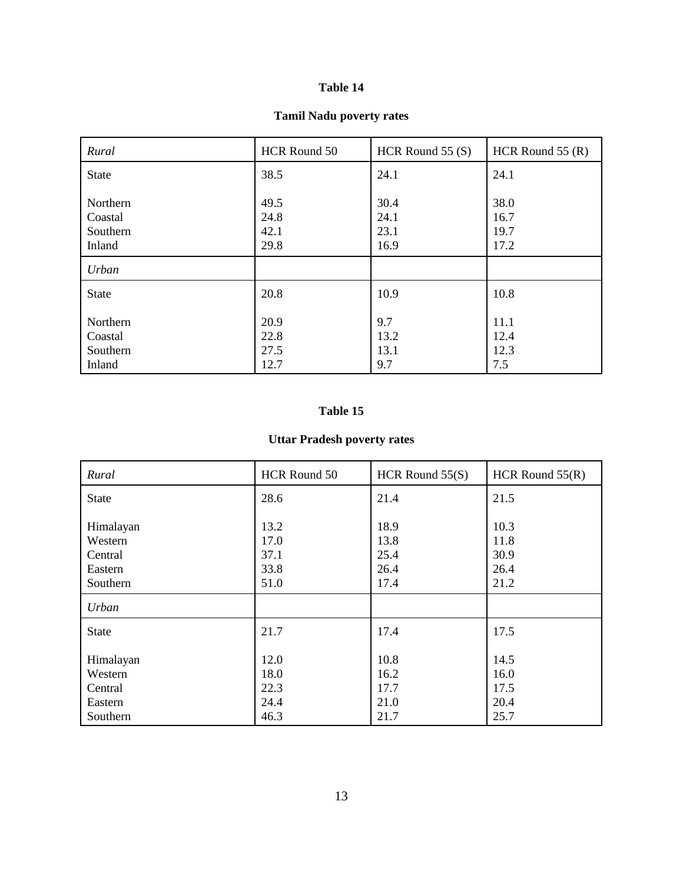**Table 14**

**Tamil Nadu poverty rates**

| *Rural* | HCR Round 50 | HCR Round 55 (S) | HCR Round 55 (R) |
|---|---|---|---|
| State | 38.5 | 24.1 | 24.1 |
| Northern | 49.5 | 30.4 | 38.0 |
| Coastal | 24.8 | 24.1 | 16.7 |
| Southern | 42.1 | 23.1 | 19.7 |
| Inland | 29.8 | 16.9 | 17.2 |
| *Urban* | | | |
| State | 20.8 | 10.9 | 10.8 |
| Northern | 20.9 | 9.7 | 11.1 |
| Coastal | 22.8 | 13.2 | 12.4 |
| Southern | 27.5 | 13.1 | 12.3 |
| Inland | 12.7 | 9.7 | 7.5 |

**Table 15**

**Uttar Pradesh poverty rates**

| *Rural* | HCR Round 50 | HCR Round 55(S) | HCR Round 55(R) |
|---|---|---|---|
| State | 28.6 | 21.4 | 21.5 |
| Himalayan | 13.2 | 18.9 | 10.3 |
| Western | 17.0 | 13.8 | 11.8 |
| Central | 37.1 | 25.4 | 30.9 |
| Eastern | 33.8 | 26.4 | 26.4 |
| Southern | 51.0 | 17.4 | 21.2 |
| *Urban* | | | |
| State | 21.7 | 17.4 | 17.5 |
| Himalayan | 12.0 | 10.8 | 14.5 |
| Western | 18.0 | 16.2 | 16.0 |
| Central | 22.3 | 17.7 | 17.5 |
| Eastern | 24.4 | 21.0 | 20.4 |
| Southern | 46.3 | 21.7 | 25.7 |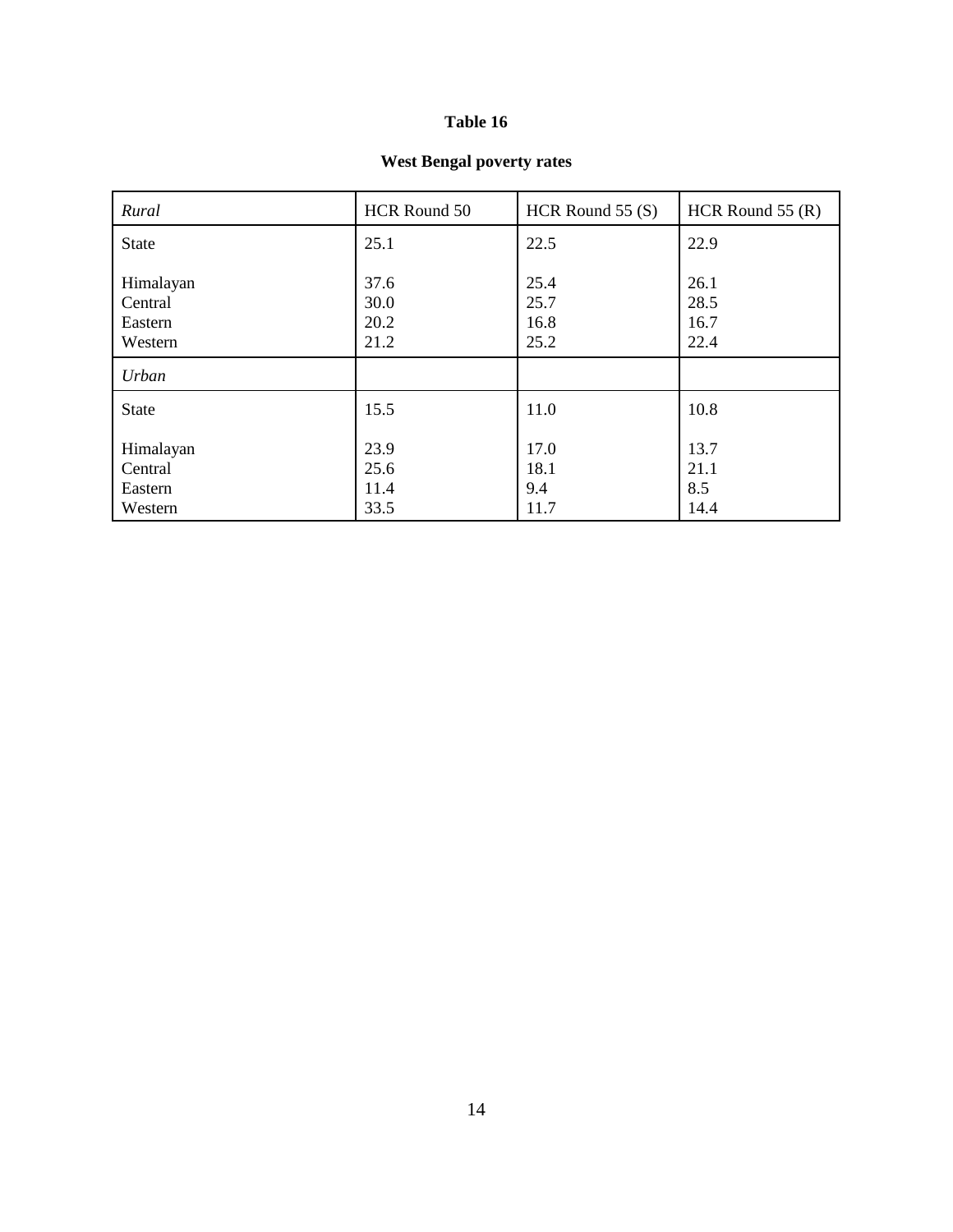**Table 16**

**West Bengal poverty rates**

| *Rural* | HCR Round 50 | HCR Round 55 (S) | HCR Round 55 (R) |
|---|---|---|---|
| State | 25.1 | 22.5 | 22.9 |
| Himalayan | 37.6 | 25.4 | 26.1 |
| Central | 30.0 | 25.7 | 28.5 |
| Eastern | 20.2 | 16.8 | 16.7 |
| Western | 21.2 | 25.2 | 22.4 |
| *Urban* | | | |
| State | 15.5 | 11.0 | 10.8 |
| Himalayan | 23.9 | 17.0 | 13.7 |
| Central | 25.6 | 18.1 | 21.1 |
| Eastern | 11.4 | 9.4 | 8.5 |
| Western | 33.5 | 11.7 | 14.4 |